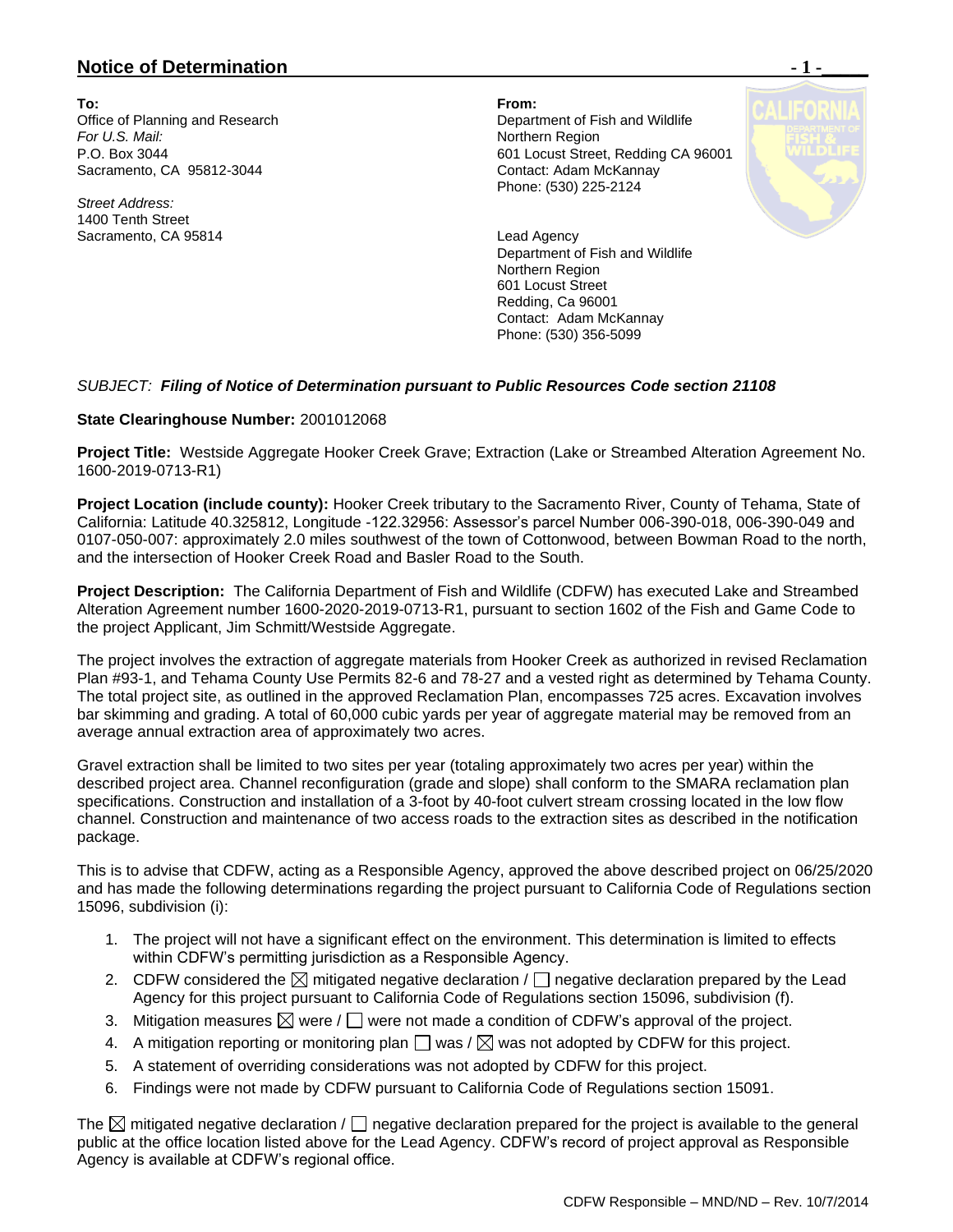## Notice of Determination

**To:**
Office of Planning and Research
*For U.S. Mail:*
P.O. Box 3044
Sacramento, CA 95812-3044

*Street Address:*
1400 Tenth Street
Sacramento, CA 95814

**From:**
Department of Fish and Wildlife
Northern Region
601 Locust Street, Redding CA 96001
Contact: Adam McKannay
Phone: (530) 225-2124

Lead Agency
Department of Fish and Wildlife
Northern Region
601 Locust Street
Redding, Ca 96001
Contact: Adam McKannay
Phone: (530) 356-5099

*SUBJECT:* ***Filing of Notice of Determination pursuant to Public Resources Code section 21108***

**State Clearinghouse Number:** 2001012068

**Project Title:** Westside Aggregate Hooker Creek Grave; Extraction (Lake or Streambed Alteration Agreement No. 1600-2019-0713-R1)

**Project Location (include county):** Hooker Creek tributary to the Sacramento River, County of Tehama, State of California: Latitude 40.325812, Longitude -122.32956: Assessor's parcel Number 006-390-018, 006-390-049 and 0107-050-007: approximately 2.0 miles southwest of the town of Cottonwood, between Bowman Road to the north, and the intersection of Hooker Creek Road and Basler Road to the South.

**Project Description:** The California Department of Fish and Wildlife (CDFW) has executed Lake and Streambed Alteration Agreement number 1600-2020-2019-0713-R1, pursuant to section 1602 of the Fish and Game Code to the project Applicant, Jim Schmitt/Westside Aggregate.

The project involves the extraction of aggregate materials from Hooker Creek as authorized in revised Reclamation Plan #93-1, and Tehama County Use Permits 82-6 and 78-27 and a vested right as determined by Tehama County. The total project site, as outlined in the approved Reclamation Plan, encompasses 725 acres. Excavation involves bar skimming and grading. A total of 60,000 cubic yards per year of aggregate material may be removed from an average annual extraction area of approximately two acres.

Gravel extraction shall be limited to two sites per year (totaling approximately two acres per year) within the described project area. Channel reconfiguration (grade and slope) shall conform to the SMARA reclamation plan specifications. Construction and installation of a 3-foot by 40-foot culvert stream crossing located in the low flow channel. Construction and maintenance of two access roads to the extraction sites as described in the notification package.

This is to advise that CDFW, acting as a Responsible Agency, approved the above described project on 06/25/2020 and has made the following determinations regarding the project pursuant to California Code of Regulations section 15096, subdivision (i):

1. The project will not have a significant effect on the environment. This determination is limited to effects within CDFW's permitting jurisdiction as a Responsible Agency.
2. CDFW considered the ☒ mitigated negative declaration / ☐ negative declaration prepared by the Lead Agency for this project pursuant to California Code of Regulations section 15096, subdivision (f).
3. Mitigation measures ☒ were / ☐ were not made a condition of CDFW's approval of the project.
4. A mitigation reporting or monitoring plan ☐ was / ☒ was not adopted by CDFW for this project.
5. A statement of overriding considerations was not adopted by CDFW for this project.
6. Findings were not made by CDFW pursuant to California Code of Regulations section 15091.

The ☒ mitigated negative declaration / ☐ negative declaration prepared for the project is available to the general public at the office location listed above for the Lead Agency. CDFW's record of project approval as Responsible Agency is available at CDFW's regional office.

CDFW Responsible – MND/ND – Rev. 10/7/2014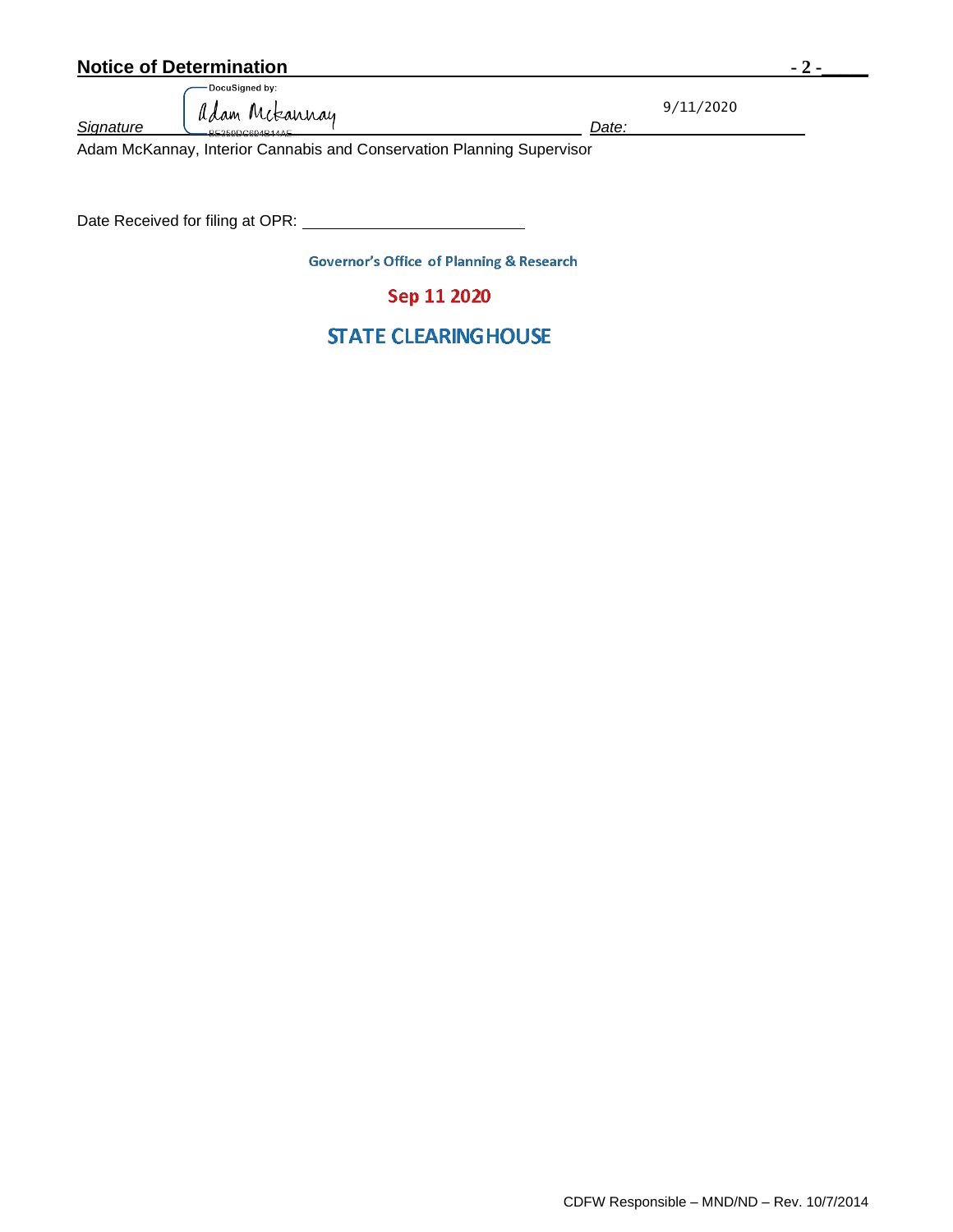**Notice of Determination**

DocuSigned by:

*Signature* Adam McKannay *Date:* 9/11/2020

Adam McKannay, Interior Cannabis and Conservation Planning Supervisor

Date Received for filing at OPR: ______________________

Governor's Office of Planning & Research

Sep 11 2020

STATE CLEARINGHOUSE